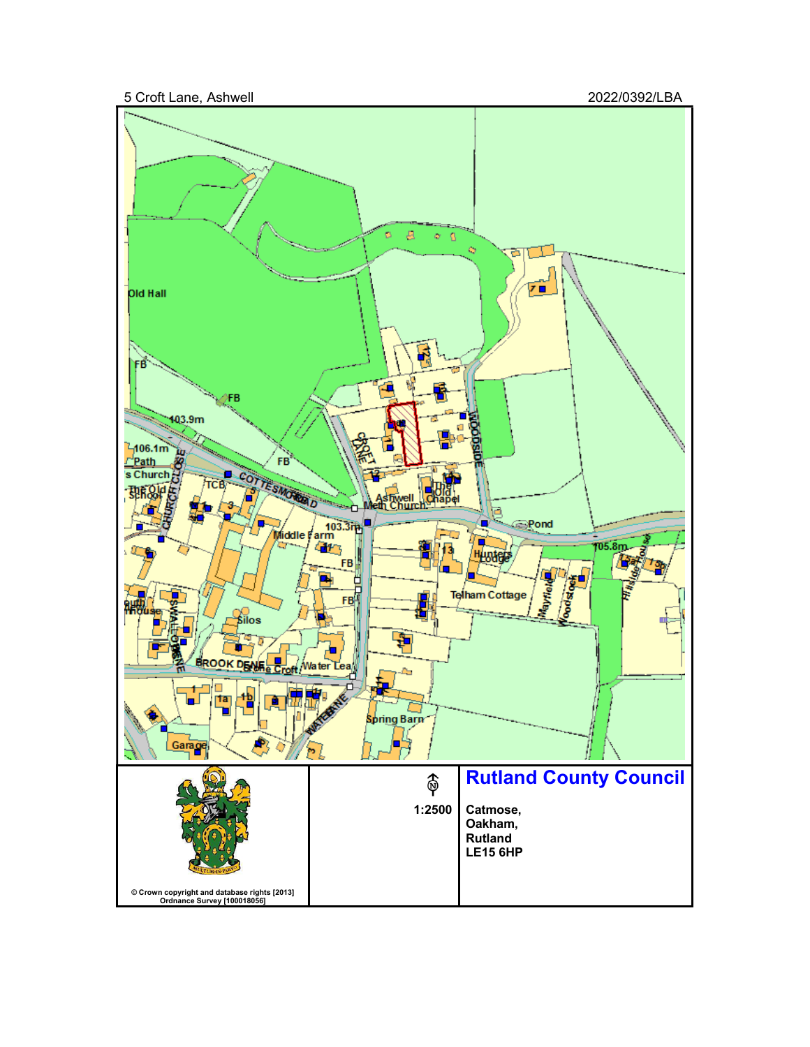5 Croft Lane, Ashwell

2022/0392/LBA

1:2500

**Rutland County Council**

**Catmose,**
**Oakham,**
**Rutland**
**LE15 6HP**

© Crown copyright and database rights [2013] Ordnance Survey [100018056]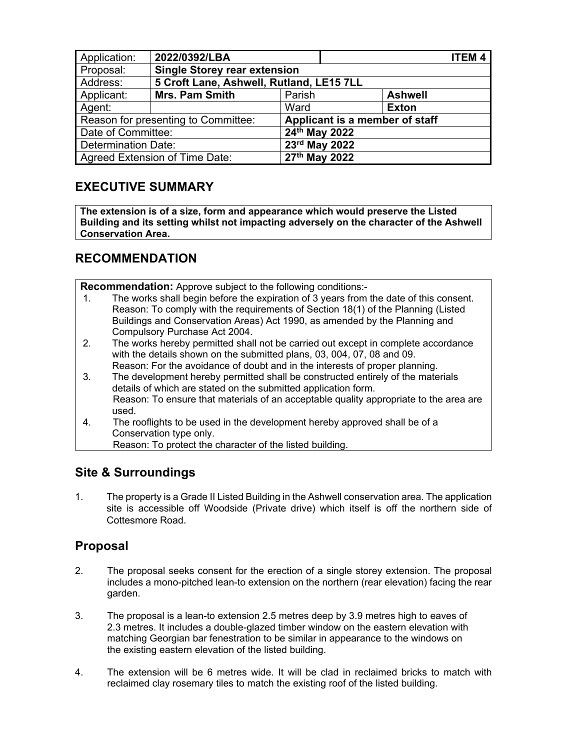| Application: | 2022/0392/LBA | | ITEM 4 |
|---|---|---|---|
| Proposal: | **Single Storey rear extension** | | |
| Address: | **5 Croft Lane, Ashwell, Rutland, LE15 7LL** | | |
| Applicant: | **Mrs. Pam Smith** | Parish | **Ashwell** |
| Agent: | | Ward | **Exton** |
| Reason for presenting to Committee: | | **Applicant is a member of staff** | |
| Date of Committee: | | **24th May 2022** | |
| Determination Date: | | **23rd May 2022** | |
| Agreed Extension of Time Date: | | **27th May 2022** | |

## EXECUTIVE SUMMARY

**The extension is of a size, form and appearance which would preserve the Listed Building and its setting whilst not impacting adversely on the character of the Ashwell Conservation Area.**

## RECOMMENDATION

**Recommendation:** Approve subject to the following conditions:-

1. The works shall begin before the expiration of 3 years from the date of this consent.
   Reason: To comply with the requirements of Section 18(1) of the Planning (Listed Buildings and Conservation Areas) Act 1990, as amended by the Planning and Compulsory Purchase Act 2004.
2. The works hereby permitted shall not be carried out except in complete accordance with the details shown on the submitted plans, 03, 004, 07, 08 and 09.
   Reason: For the avoidance of doubt and in the interests of proper planning.
3. The development hereby permitted shall be constructed entirely of the materials details of which are stated on the submitted application form.
   Reason: To ensure that materials of an acceptable quality appropriate to the area are used.
4. The rooflights to be used in the development hereby approved shall be of a Conservation type only.
   Reason: To protect the character of the listed building.

## Site & Surroundings

1. The property is a Grade II Listed Building in the Ashwell conservation area. The application site is accessible off Woodside (Private drive) which itself is off the northern side of Cottesmore Road.

## Proposal

2. The proposal seeks consent for the erection of a single storey extension. The proposal includes a mono-pitched lean-to extension on the northern (rear elevation) facing the rear garden.

3. The proposal is a lean-to extension 2.5 metres deep by 3.9 metres high to eaves of 2.3 metres. It includes a double-glazed timber window on the eastern elevation with matching Georgian bar fenestration to be similar in appearance to the windows on the existing eastern elevation of the listed building.

4. The extension will be 6 metres wide. It will be clad in reclaimed bricks to match with reclaimed clay rosemary tiles to match the existing roof of the listed building.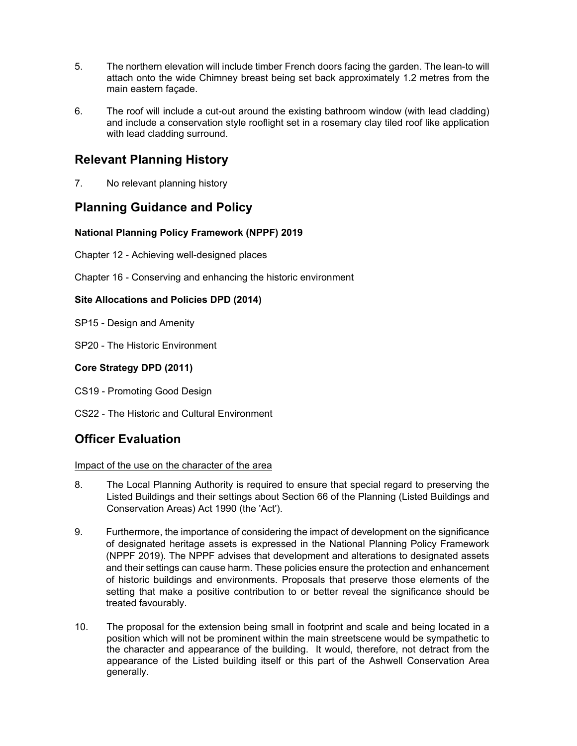5. The northern elevation will include timber French doors facing the garden. The lean-to will attach onto the wide Chimney breast being set back approximately 1.2 metres from the main eastern façade.

6. The roof will include a cut-out around the existing bathroom window (with lead cladding) and include a conservation style rooflight set in a rosemary clay tiled roof like application with lead cladding surround.

## Relevant Planning History

7. No relevant planning history

## Planning Guidance and Policy

**National Planning Policy Framework (NPPF) 2019**

Chapter 12 - Achieving well-designed places

Chapter 16 - Conserving and enhancing the historic environment

**Site Allocations and Policies DPD (2014)**

SP15 - Design and Amenity

SP20 - The Historic Environment

**Core Strategy DPD (2011)**

CS19 - Promoting Good Design

CS22 - The Historic and Cultural Environment

## Officer Evaluation

Impact of the use on the character of the area

8. The Local Planning Authority is required to ensure that special regard to preserving the Listed Buildings and their settings about Section 66 of the Planning (Listed Buildings and Conservation Areas) Act 1990 (the 'Act').

9. Furthermore, the importance of considering the impact of development on the significance of designated heritage assets is expressed in the National Planning Policy Framework (NPPF 2019). The NPPF advises that development and alterations to designated assets and their settings can cause harm. These policies ensure the protection and enhancement of historic buildings and environments. Proposals that preserve those elements of the setting that make a positive contribution to or better reveal the significance should be treated favourably.

10. The proposal for the extension being small in footprint and scale and being located in a position which will not be prominent within the main streetscene would be sympathetic to the character and appearance of the building. It would, therefore, not detract from the appearance of the Listed building itself or this part of the Ashwell Conservation Area generally.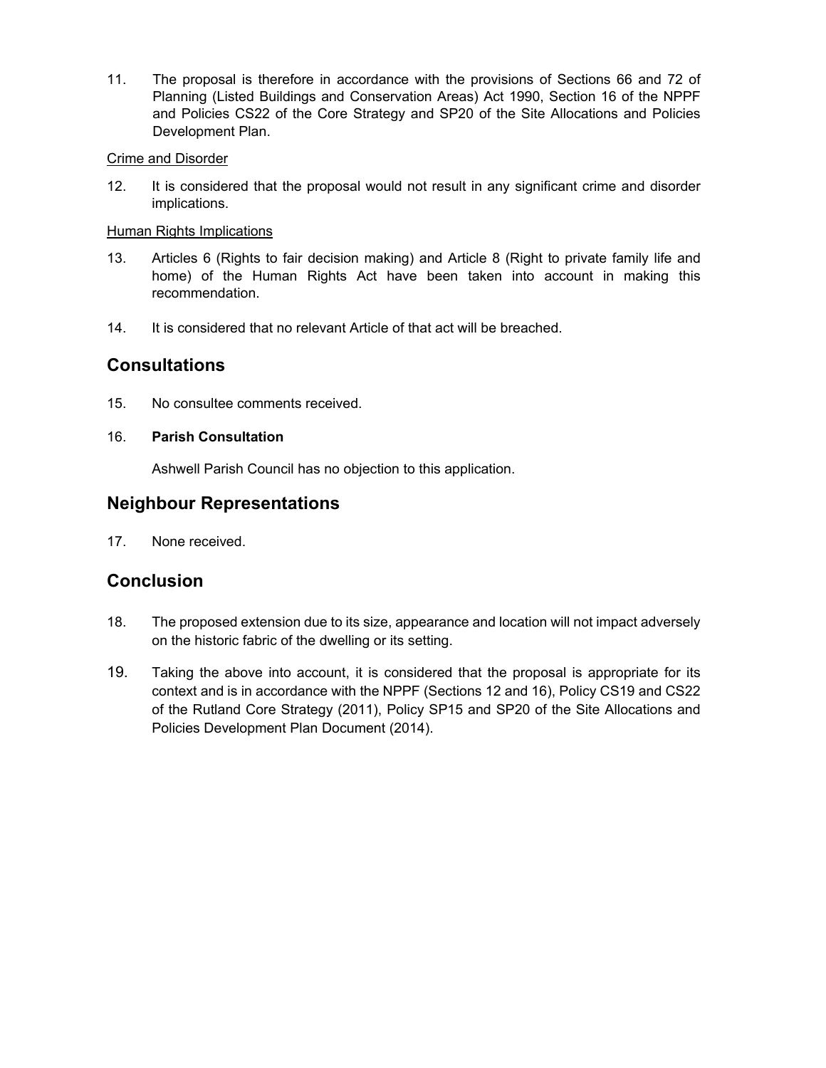11. The proposal is therefore in accordance with the provisions of Sections 66 and 72 of Planning (Listed Buildings and Conservation Areas) Act 1990, Section 16 of the NPPF and Policies CS22 of the Core Strategy and SP20 of the Site Allocations and Policies Development Plan.

<u>Crime and Disorder</u>

12. It is considered that the proposal would not result in any significant crime and disorder implications.

<u>Human Rights Implications</u>

13. Articles 6 (Rights to fair decision making) and Article 8 (Right to private family life and home) of the Human Rights Act have been taken into account in making this recommendation.

14. It is considered that no relevant Article of that act will be breached.

## Consultations

15. No consultee comments received.

16. **Parish Consultation**

    Ashwell Parish Council has no objection to this application.

## Neighbour Representations

17. None received.

## Conclusion

18. The proposed extension due to its size, appearance and location will not impact adversely on the historic fabric of the dwelling or its setting.

19. Taking the above into account, it is considered that the proposal is appropriate for its context and is in accordance with the NPPF (Sections 12 and 16), Policy CS19 and CS22 of the Rutland Core Strategy (2011), Policy SP15 and SP20 of the Site Allocations and Policies Development Plan Document (2014).